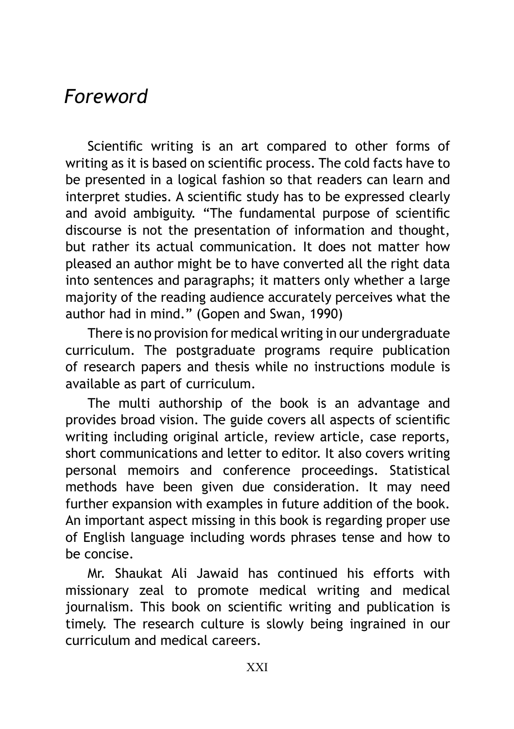# *Foreword*

Scientific writing is an art compared to other forms of writing as it is based on scientific process. The cold facts have to be presented in a logical fashion so that readers can learn and interpret studies. A scientific study has to be expressed clearly and avoid ambiguity. "The fundamental purpose of scientific discourse is not the presentation of information and thought, but rather its actual communication. It does not matter how pleased an author might be to have converted all the right data into sentences and paragraphs; it matters only whether a large majority of the reading audience accurately perceives what the author had in mind." (Gopen and Swan, 1990)

There is no provision for medical writing in our undergraduate curriculum. The postgraduate programs require publication of research papers and thesis while no instructions module is available as part of curriculum.

The multi authorship of the book is an advantage and provides broad vision. The guide covers all aspects of scientific writing including original article, review article, case reports, short communications and letter to editor. It also covers writing personal memoirs and conference proceedings. Statistical methods have been given due consideration. It may need further expansion with examples in future addition of the book. An important aspect missing in this book is regarding proper use of English language including words phrases tense and how to be concise.

Mr. Shaukat Ali Jawaid has continued his efforts with missionary zeal to promote medical writing and medical journalism. This book on scientific writing and publication is timely. The research culture is slowly being ingrained in our curriculum and medical careers.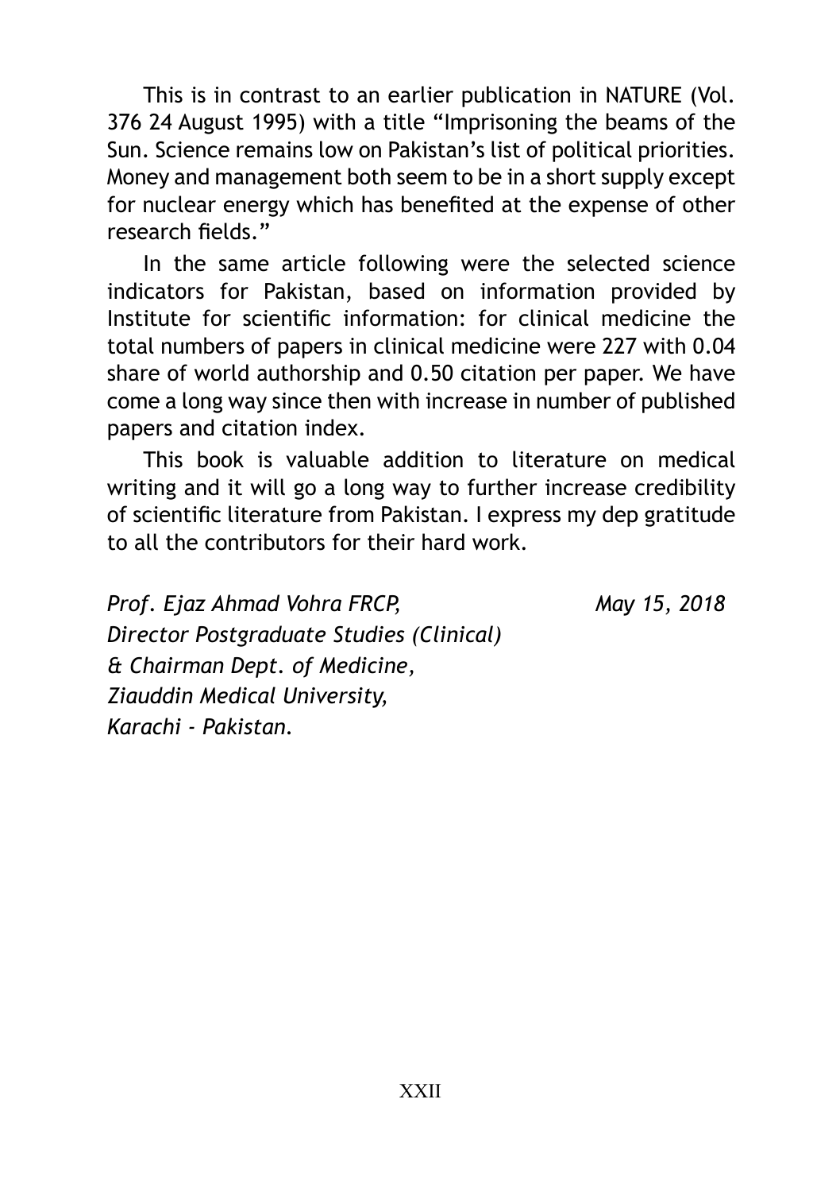This is in contrast to an earlier publication in NATURE (Vol. 376 24 August 1995) with a title "Imprisoning the beams of the Sun. Science remains low on Pakistan's list of political priorities. Money and management both seem to be in a short supply except for nuclear energy which has benefited at the expense of other research fields."

In the same article following were the selected science indicators for Pakistan, based on information provided by Institute for scientific information: for clinical medicine the total numbers of papers in clinical medicine were 227 with 0.04 share of world authorship and 0.50 citation per paper. We have come a long way since then with increase in number of published papers and citation index.

This book is valuable addition to literature on medical writing and it will go a long way to further increase credibility of scientific literature from Pakistan. I express my dep gratitude to all the contributors for their hard work.

*Prof. Ejaz Ahmad Vohra FRCP,* *May 15, 2018*
*Director Postgraduate Studies (Clinical)*
*& Chairman Dept. of Medicine,*
*Ziauddin Medical University,*
*Karachi - Pakistan.*